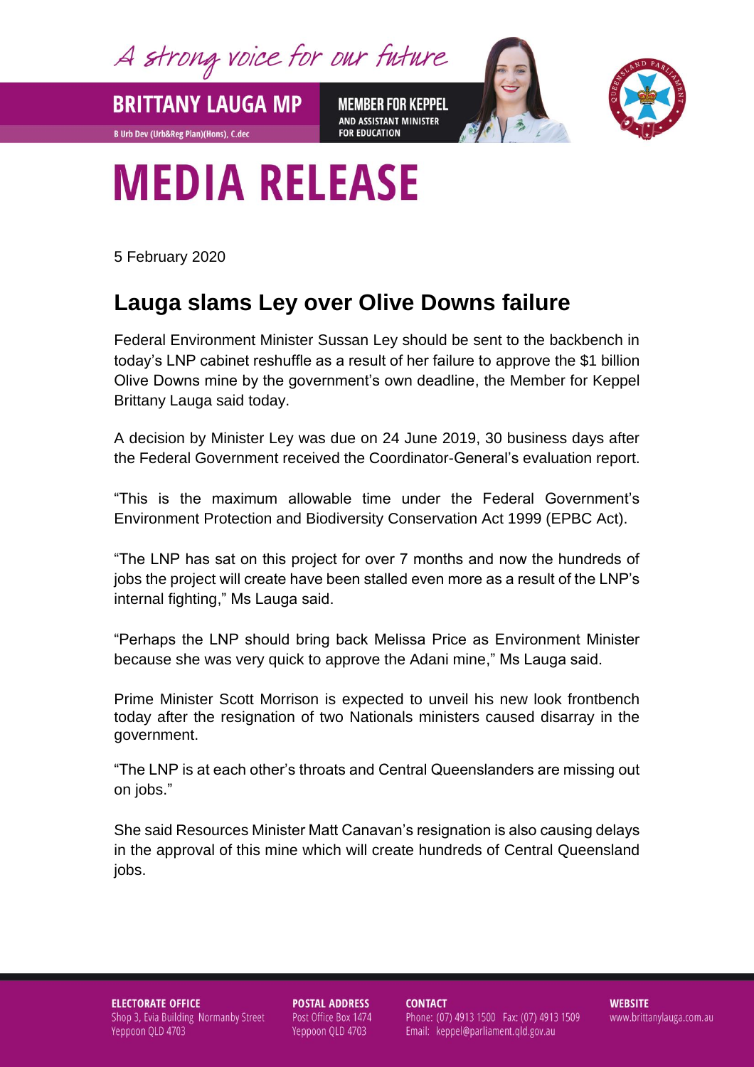A strong voice for our future

**BRITTANY LAUGA MP**

B Urb Dev (Urb&Reg Plan)(Hons), C.dec

**MEMBER FOR KEPPEL**
AND ASSISTANT MINISTER FOR EDUCATION

# MEDIA RELEASE

5 February 2020

## Lauga slams Ley over Olive Downs failure

Federal Environment Minister Sussan Ley should be sent to the backbench in today's LNP cabinet reshuffle as a result of her failure to approve the $1 billion Olive Downs mine by the government's own deadline, the Member for Keppel Brittany Lauga said today.

A decision by Minister Ley was due on 24 June 2019, 30 business days after the Federal Government received the Coordinator-General's evaluation report.

"This is the maximum allowable time under the Federal Government's Environment Protection and Biodiversity Conservation Act 1999 (EPBC Act).

"The LNP has sat on this project for over 7 months and now the hundreds of jobs the project will create have been stalled even more as a result of the LNP's internal fighting," Ms Lauga said.

"Perhaps the LNP should bring back Melissa Price as Environment Minister because she was very quick to approve the Adani mine," Ms Lauga said.

Prime Minister Scott Morrison is expected to unveil his new look frontbench today after the resignation of two Nationals ministers caused disarray in the government.

"The LNP is at each other's throats and Central Queenslanders are missing out on jobs."

She said Resources Minister Matt Canavan's resignation is also causing delays in the approval of this mine which will create hundreds of Central Queensland jobs.

**ELECTORATE OFFICE**
Shop 3, Evia Building Normanby Street
Yeppoon QLD 4703

**POSTAL ADDRESS**
Post Office Box 1474
Yeppoon QLD 4703

**CONTACT**
Phone: (07) 4913 1500 Fax: (07) 4913 1509
Email: keppel@parliament.qld.gov.au

**WEBSITE**
www.brittanylauga.com.au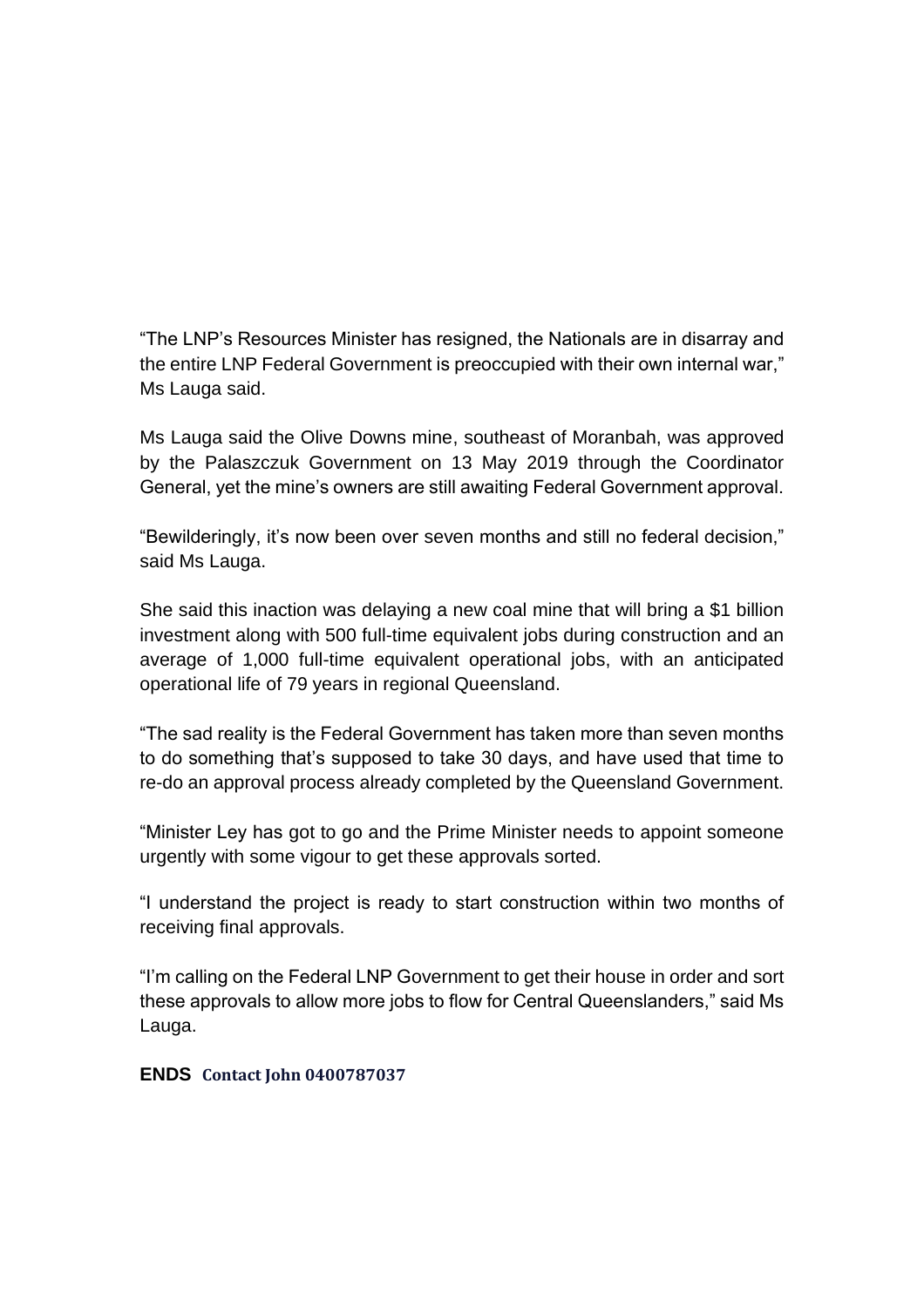“The LNP’s Resources Minister has resigned, the Nationals are in disarray and the entire LNP Federal Government is preoccupied with their own internal war,” Ms Lauga said.

Ms Lauga said the Olive Downs mine, southeast of Moranbah, was approved by the Palaszczuk Government on 13 May 2019 through the Coordinator General, yet the mine’s owners are still awaiting Federal Government approval.

“Bewilderingly, it’s now been over seven months and still no federal decision,” said Ms Lauga.

She said this inaction was delaying a new coal mine that will bring a $1 billion investment along with 500 full-time equivalent jobs during construction and an average of 1,000 full-time equivalent operational jobs, with an anticipated operational life of 79 years in regional Queensland.

“The sad reality is the Federal Government has taken more than seven months to do something that’s supposed to take 30 days, and have used that time to re-do an approval process already completed by the Queensland Government.

“Minister Ley has got to go and the Prime Minister needs to appoint someone urgently with some vigour to get these approvals sorted.

“I understand the project is ready to start construction within two months of receiving final approvals.

“I’m calling on the Federal LNP Government to get their house in order and sort these approvals to allow more jobs to flow for Central Queenslanders,” said Ms Lauga.

**ENDS** **Contact John 0400787037**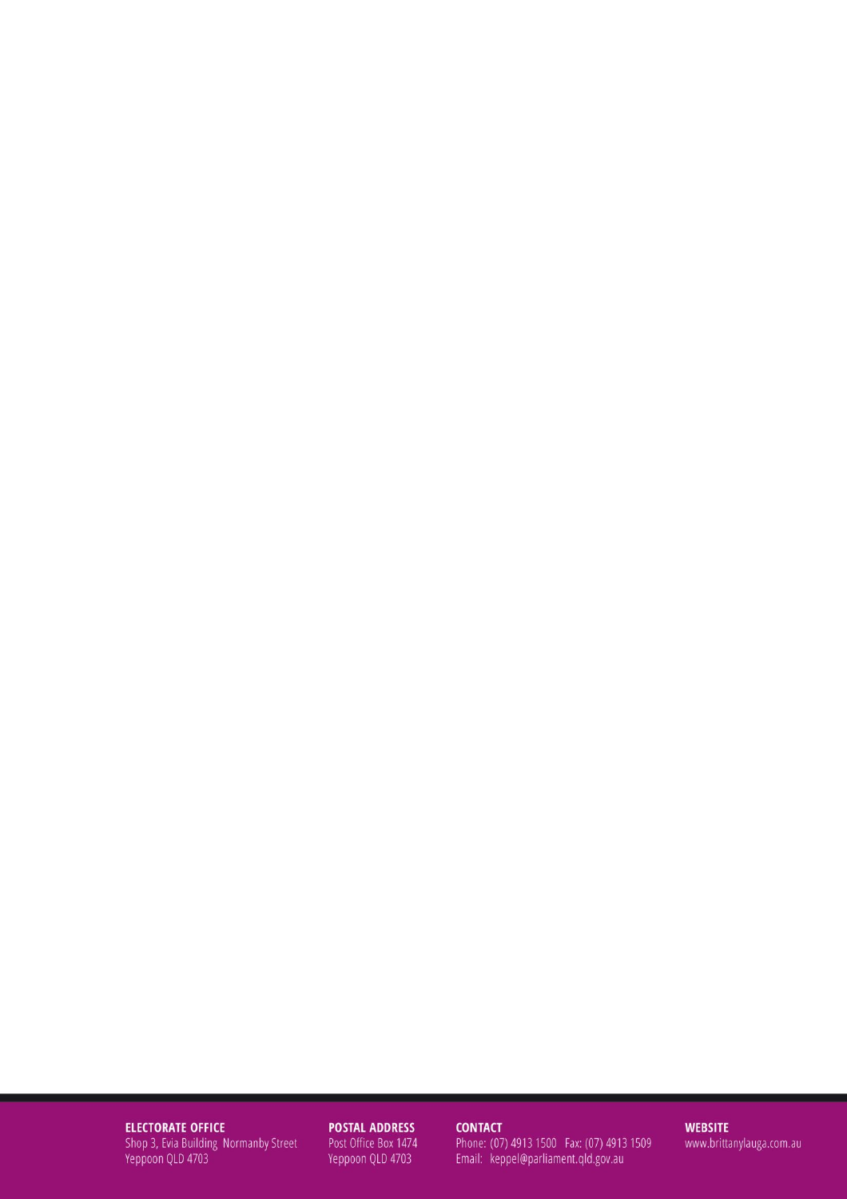**ELECTORATE OFFICE**
Shop 3, Evia Building Normanby Street
Yeppoon QLD 4703

**POSTAL ADDRESS**
Post Office Box 1474
Yeppoon QLD 4703

**CONTACT**
Phone: (07) 4913 1500 Fax: (07) 4913 1509
Email: keppel@parliament.qld.gov.au

**WEBSITE**
www.brittanylauga.com.au